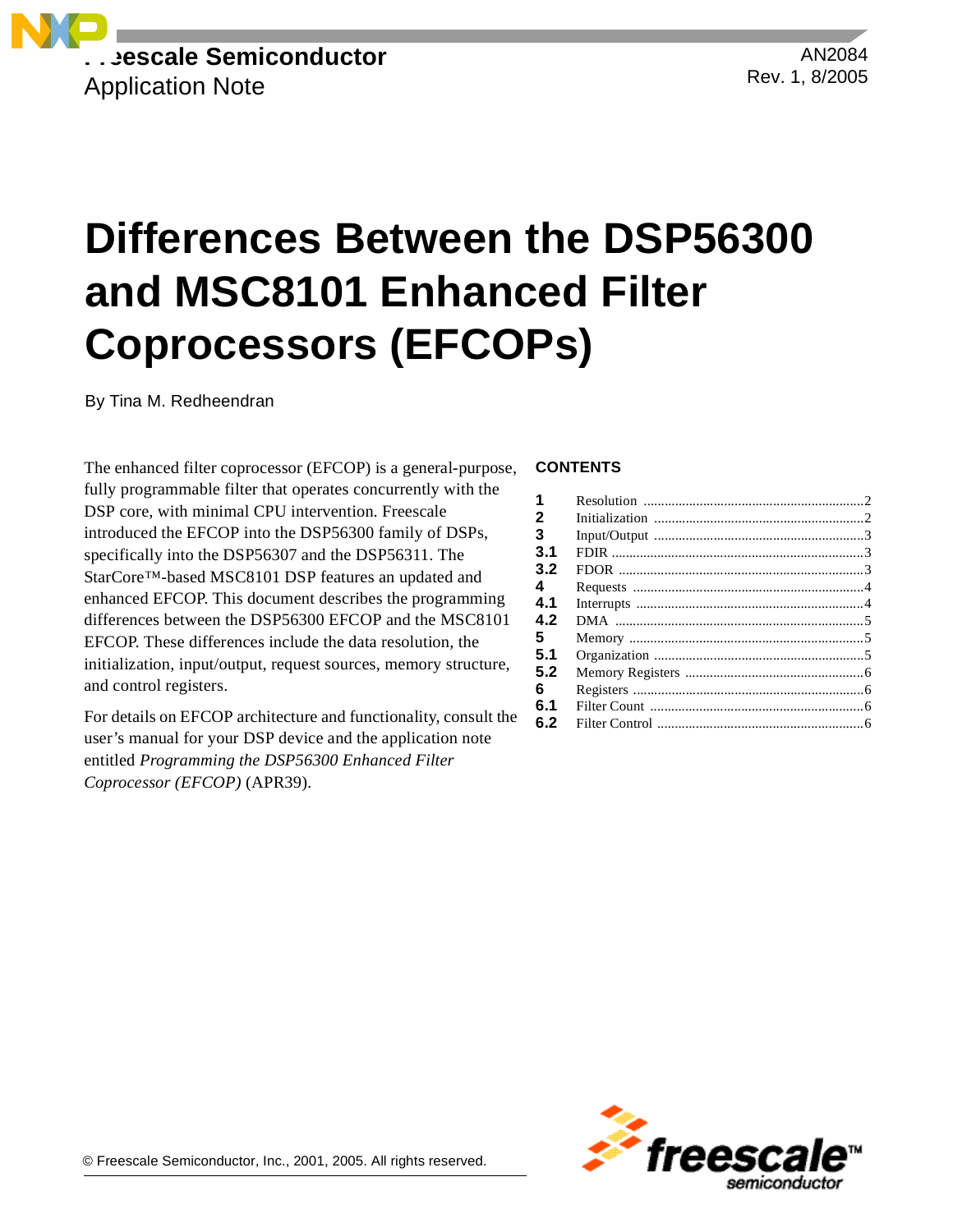Freescale Semiconductor
Application Note

AN2084
Rev. 1, 8/2005

# Differences Between the DSP56300 and MSC8101 Enhanced Filter Coprocessors (EFCOPs)

By Tina M. Redheendran

The enhanced filter coprocessor (EFCOP) is a general-purpose, fully programmable filter that operates concurrently with the DSP core, with minimal CPU intervention. Freescale introduced the EFCOP into the DSP56300 family of DSPs, specifically into the DSP56307 and the DSP56311. The StarCore™-based MSC8101 DSP features an updated and enhanced EFCOP. This document describes the programming differences between the DSP56300 EFCOP and the MSC8101 EFCOP. These differences include the data resolution, the initialization, input/output, request sources, memory structure, and control registers.

For details on EFCOP architecture and functionality, consult the user's manual for your DSP device and the application note entitled *Programming the DSP56300 Enhanced Filter Coprocessor (EFCOP)* (APR39).

**CONTENTS**

| | | |
|---|---|---|
| **1** | Resolution | 2 |
| **2** | Initialization | 2 |
| **3** | Input/Output | 3 |
| **3.1** | FDIR | 3 |
| **3.2** | FDOR | 3 |
| **4** | Requests | 4 |
| **4.1** | Interrupts | 4 |
| **4.2** | DMA | 5 |
| **5** | Memory | 5 |
| **5.1** | Organization | 5 |
| **5.2** | Memory Registers | 6 |
| **6** | Registers | 6 |
| **6.1** | Filter Count | 6 |
| **6.2** | Filter Control | 6 |

© Freescale Semiconductor, Inc., 2001, 2005. All rights reserved.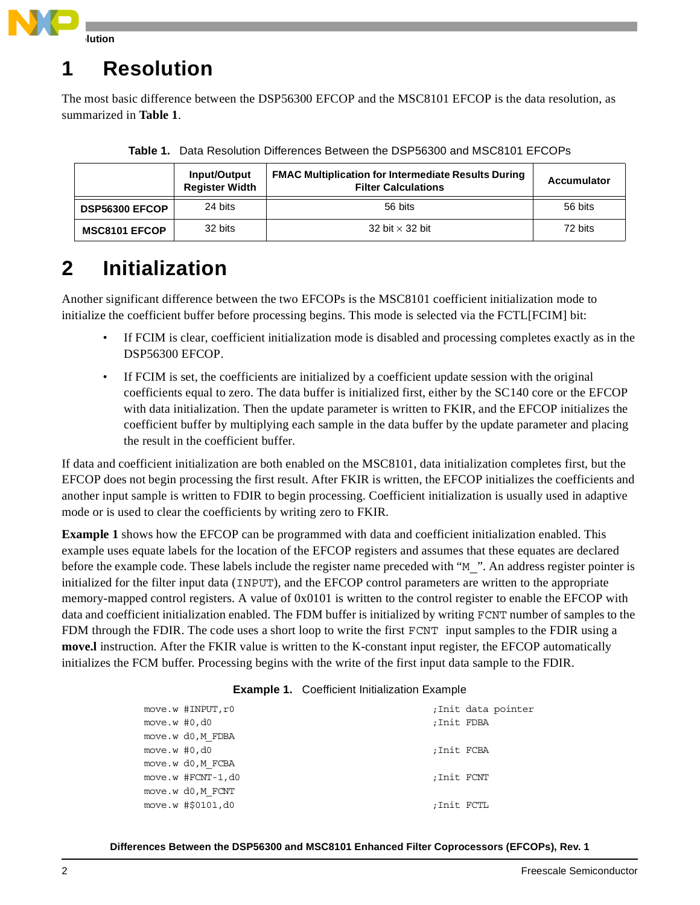# 1 Resolution

The most basic difference between the DSP56300 EFCOP and the MSC8101 EFCOP is the data resolution, as summarized in **Table 1**.

**Table 1.** Data Resolution Differences Between the DSP56300 and MSC8101 EFCOPs

| | Input/Output Register Width | FMAC Multiplication for Intermediate Results During Filter Calculations | Accumulator |
|---|---|---|---|
| **DSP56300 EFCOP** | 24 bits | 56 bits | 56 bits |
| **MSC8101 EFCOP** | 32 bits | 32 bit × 32 bit | 72 bits |

# 2 Initialization

Another significant difference between the two EFCOPs is the MSC8101 coefficient initialization mode to initialize the coefficient buffer before processing begins. This mode is selected via the FCTL[FCIM] bit:

- If FCIM is clear, coefficient initialization mode is disabled and processing completes exactly as in the DSP56300 EFCOP.
- If FCIM is set, the coefficients are initialized by a coefficient update session with the original coefficients equal to zero. The data buffer is initialized first, either by the SC140 core or the EFCOP with data initialization. Then the update parameter is written to FKIR, and the EFCOP initializes the coefficient buffer by multiplying each sample in the data buffer by the update parameter and placing the result in the coefficient buffer.

If data and coefficient initialization are both enabled on the MSC8101, data initialization completes first, but the EFCOP does not begin processing the first result. After FKIR is written, the EFCOP initializes the coefficients and another input sample is written to FDIR to begin processing. Coefficient initialization is usually used in adaptive mode or is used to clear the coefficients by writing zero to FKIR.

**Example 1** shows how the EFCOP can be programmed with data and coefficient initialization enabled. This example uses equate labels for the location of the EFCOP registers and assumes that these equates are declared before the example code. These labels include the register name preceded with "M_". An address register pointer is initialized for the filter input data (INPUT), and the EFCOP control parameters are written to the appropriate memory-mapped control registers. A value of 0x0101 is written to the control register to enable the EFCOP with data and coefficient initialization enabled. The FDM buffer is initialized by writing FCNT number of samples to the FDM through the FDIR. The code uses a short loop to write the first FCNT input samples to the FDIR using a **move.l** instruction. After the FKIR value is written to the K-constant input register, the EFCOP automatically initializes the FCM buffer. Processing begins with the write of the first input data sample to the FDIR.

**Example 1.** Coefficient Initialization Example

```
move.w #INPUT,r0                                    ;Init data pointer
move.w #0,d0                                        ;Init FDBA
move.w d0,M_FDBA
move.w #0,d0                                        ;Init FCBA
move.w d0,M_FCBA
move.w #FCNT-1,d0                                   ;Init FCNT
move.w d0,M_FCNT
move.w #$0101,d0                                    ;Init FCTL
```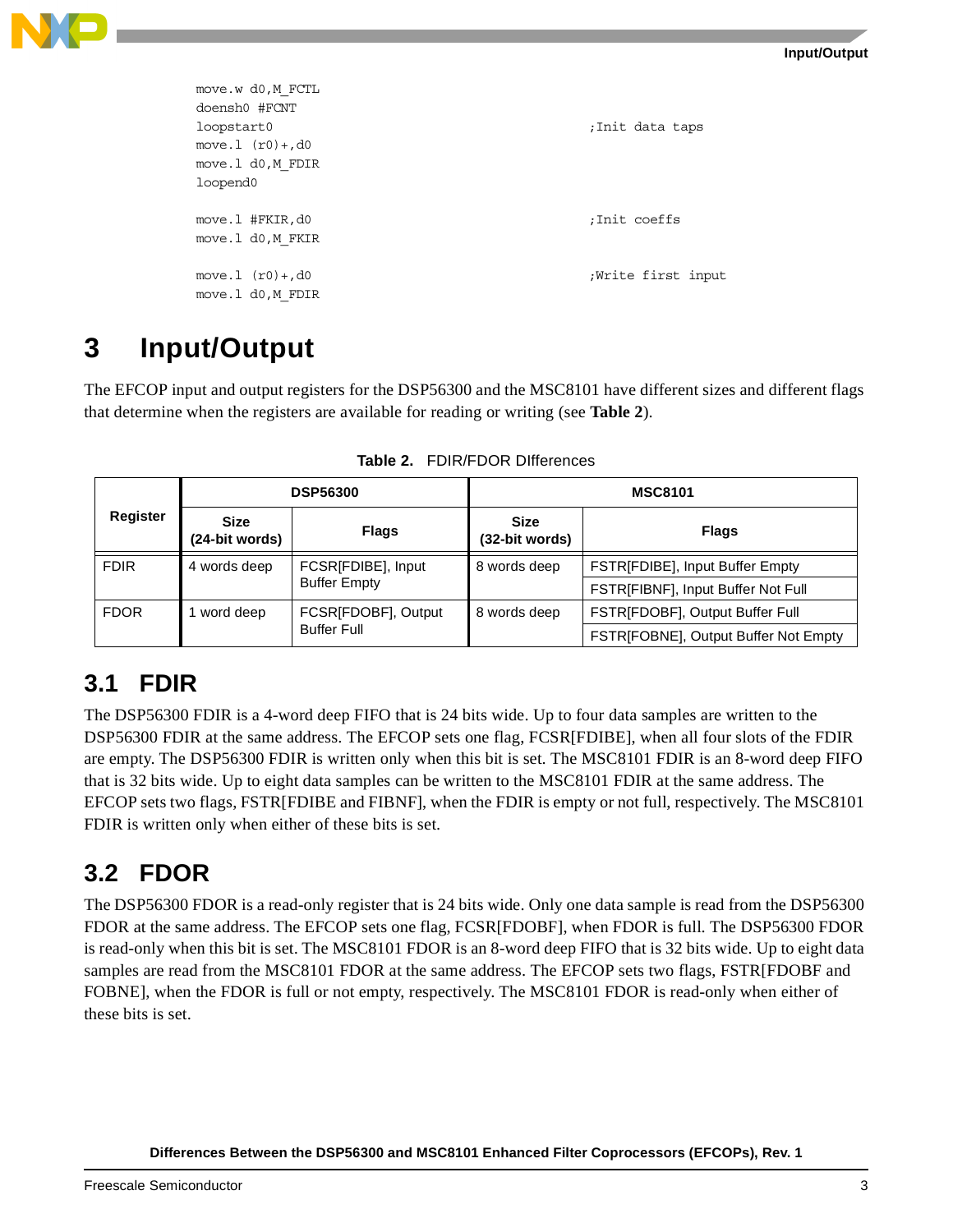```
move.w d0,M_FCTL
doensh0 #FCNT
loopstart0                                    ;Init data taps
move.l (r0)+,d0
move.l d0,M_FDIR
loopend0

move.l #FKIR,d0                               ;Init coeffs
move.l d0,M_FKIR

move.l (r0)+,d0                               ;Write first input
move.l d0,M_FDIR
```

# 3 Input/Output

The EFCOP input and output registers for the DSP56300 and the MSC8101 have different sizes and different flags that determine when the registers are available for reading or writing (see **Table 2**).

**Table 2.** FDIR/FDOR DIfferences

| Register | DSP56300 | | MSC8101 | |
|---|---|---|---|---|
| | **Size (24-bit words)** | **Flags** | **Size (32-bit words)** | **Flags** |
| FDIR | 4 words deep | FCSR[FDIBE], Input Buffer Empty | 8 words deep | FSTR[FDIBE], Input Buffer Empty |
| | | | | FSTR[FIBNF], Input Buffer Not Full |
| FDOR | 1 word deep | FCSR[FDOBF], Output Buffer Full | 8 words deep | FSTR[FDOBF], Output Buffer Full |
| | | | | FSTR[FOBNE], Output Buffer Not Empty |

## 3.1 FDIR

The DSP56300 FDIR is a 4-word deep FIFO that is 24 bits wide. Up to four data samples are written to the DSP56300 FDIR at the same address. The EFCOP sets one flag, FCSR[FDIBE], when all four slots of the FDIR are empty. The DSP56300 FDIR is written only when this bit is set. The MSC8101 FDIR is an 8-word deep FIFO that is 32 bits wide. Up to eight data samples can be written to the MSC8101 FDIR at the same address. The EFCOP sets two flags, FSTR[FDIBE and FIBNF], when the FDIR is empty or not full, respectively. The MSC8101 FDIR is written only when either of these bits is set.

## 3.2 FDOR

The DSP56300 FDOR is a read-only register that is 24 bits wide. Only one data sample is read from the DSP56300 FDOR at the same address. The EFCOP sets one flag, FCSR[FDOBF], when FDOR is full. The DSP56300 FDOR is read-only when this bit is set. The MSC8101 FDOR is an 8-word deep FIFO that is 32 bits wide. Up to eight data samples are read from the MSC8101 FDOR at the same address. The EFCOP sets two flags, FSTR[FDOBF and FOBNE], when the FDOR is full or not empty, respectively. The MSC8101 FDOR is read-only when either of these bits is set.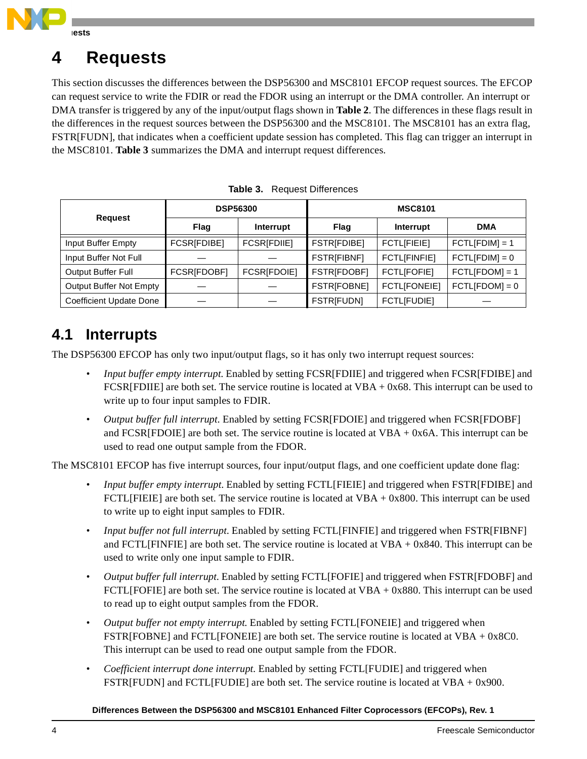# 4 Requests

This section discusses the differences between the DSP56300 and MSC8101 EFCOP request sources. The EFCOP can request service to write the FDIR or read the FDOR using an interrupt or the DMA controller. An interrupt or DMA transfer is triggered by any of the input/output flags shown in **Table 2**. The differences in these flags result in the differences in the request sources between the DSP56300 and the MSC8101. The MSC8101 has an extra flag, FSTR[FUDN], that indicates when a coefficient update session has completed. This flag can trigger an interrupt in the MSC8101. **Table 3** summarizes the DMA and interrupt request differences.

**Table 3.** Request Differences

| Request | DSP56300 | | MSC8101 | | |
|---|---|---|---|---|---|
| | Flag | Interrupt | Flag | Interrupt | DMA |
| Input Buffer Empty | FCSR[FDIBE] | FCSR[FDIIE] | FSTR[FDIBE] | FCTL[FIEIE] | FCTL[FDIM] = 1 |
| Input Buffer Not Full | — | — | FSTR[FIBNF] | FCTL[FINFIE] | FCTL[FDIM] = 0 |
| Output Buffer Full | FCSR[FDOBF] | FCSR[FDOIE] | FSTR[FDOBF] | FCTL[FOFIE] | FCTL[FDOM] = 1 |
| Output Buffer Not Empty | — | — | FSTR[FOBNE] | FCTL[FONEIE] | FCTL[FDOM] = 0 |
| Coefficient Update Done | — | — | FSTR[FUDN] | FCTL[FUDIE] | — |

## 4.1 Interrupts

The DSP56300 EFCOP has only two input/output flags, so it has only two interrupt request sources:

- *Input buffer empty interrupt.* Enabled by setting FCSR[FDIIE] and triggered when FCSR[FDIBE] and FCSR[FDIIE] are both set. The service routine is located at VBA + 0x68. This interrupt can be used to write up to four input samples to FDIR.
- *Output buffer full interrupt.* Enabled by setting FCSR[FDOIE] and triggered when FCSR[FDOBF] and FCSR[FDOIE] are both set. The service routine is located at VBA + 0x6A. This interrupt can be used to read one output sample from the FDOR.

The MSC8101 EFCOP has five interrupt sources, four input/output flags, and one coefficient update done flag:

- *Input buffer empty interrupt.* Enabled by setting FCTL[FIEIE] and triggered when FSTR[FDIBE] and FCTL[FIEIE] are both set. The service routine is located at VBA + 0x800. This interrupt can be used to write up to eight input samples to FDIR.
- *Input buffer not full interrupt.* Enabled by setting FCTL[FINFIE] and triggered when FSTR[FIBNF] and FCTL[FINFIE] are both set. The service routine is located at VBA + 0x840. This interrupt can be used to write only one input sample to FDIR.
- *Output buffer full interrupt.* Enabled by setting FCTL[FOFIE] and triggered when FSTR[FDOBF] and FCTL[FOFIE] are both set. The service routine is located at VBA + 0x880. This interrupt can be used to read up to eight output samples from the FDOR.
- *Output buffer not empty interrupt.* Enabled by setting FCTL[FONEIE] and triggered when FSTR[FOBNE] and FCTL[FONEIE] are both set. The service routine is located at VBA + 0x8C0. This interrupt can be used to read one output sample from the FDOR.
- *Coefficient interrupt done interrupt.* Enabled by setting FCTL[FUDIE] and triggered when FSTR[FUDN] and FCTL[FUDIE] are both set. The service routine is located at VBA + 0x900.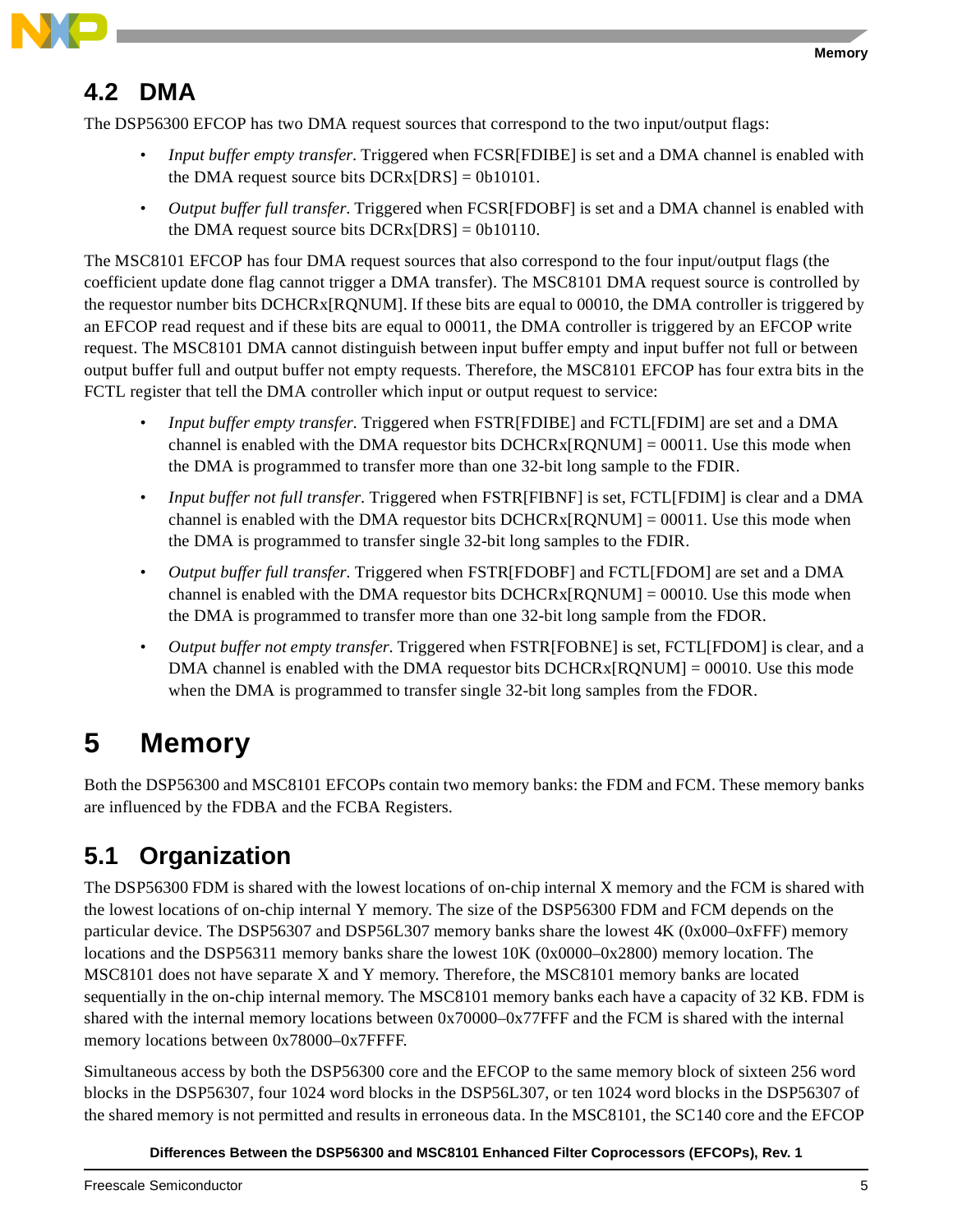## 4.2 DMA

The DSP56300 EFCOP has two DMA request sources that correspond to the two input/output flags:

- *Input buffer empty transfer*. Triggered when FCSR[FDIBE] is set and a DMA channel is enabled with the DMA request source bits DCRx[DRS] = 0b10101.
- *Output buffer full transfer*. Triggered when FCSR[FDOBF] is set and a DMA channel is enabled with the DMA request source bits DCRx[DRS] = 0b10110.

The MSC8101 EFCOP has four DMA request sources that also correspond to the four input/output flags (the coefficient update done flag cannot trigger a DMA transfer). The MSC8101 DMA request source is controlled by the requestor number bits DCHCRx[RQNUM]. If these bits are equal to 00010, the DMA controller is triggered by an EFCOP read request and if these bits are equal to 00011, the DMA controller is triggered by an EFCOP write request. The MSC8101 DMA cannot distinguish between input buffer empty and input buffer not full or between output buffer full and output buffer not empty requests. Therefore, the MSC8101 EFCOP has four extra bits in the FCTL register that tell the DMA controller which input or output request to service:

- *Input buffer empty transfer*. Triggered when FSTR[FDIBE] and FCTL[FDIM] are set and a DMA channel is enabled with the DMA requestor bits DCHCRx[RQNUM] = 00011. Use this mode when the DMA is programmed to transfer more than one 32-bit long sample to the FDIR.
- *Input buffer not full transfer*. Triggered when FSTR[FIBNF] is set, FCTL[FDIM] is clear and a DMA channel is enabled with the DMA requestor bits DCHCRx[RQNUM] = 00011. Use this mode when the DMA is programmed to transfer single 32-bit long samples to the FDIR.
- *Output buffer full transfer*. Triggered when FSTR[FDOBF] and FCTL[FDOM] are set and a DMA channel is enabled with the DMA requestor bits DCHCRx[RQNUM] = 00010. Use this mode when the DMA is programmed to transfer more than one 32-bit long sample from the FDOR.
- *Output buffer not empty transfer*. Triggered when FSTR[FOBNE] is set, FCTL[FDOM] is clear, and a DMA channel is enabled with the DMA requestor bits DCHCRx[RQNUM] = 00010. Use this mode when the DMA is programmed to transfer single 32-bit long samples from the FDOR.

# 5 Memory

Both the DSP56300 and MSC8101 EFCOPs contain two memory banks: the FDM and FCM. These memory banks are influenced by the FDBA and the FCBA Registers.

## 5.1 Organization

The DSP56300 FDM is shared with the lowest locations of on-chip internal X memory and the FCM is shared with the lowest locations of on-chip internal Y memory. The size of the DSP56300 FDM and FCM depends on the particular device. The DSP56307 and DSP56L307 memory banks share the lowest 4K (0x000–0xFFF) memory locations and the DSP56311 memory banks share the lowest 10K (0x0000–0x2800) memory location. The MSC8101 does not have separate X and Y memory. Therefore, the MSC8101 memory banks are located sequentially in the on-chip internal memory. The MSC8101 memory banks each have a capacity of 32 KB. FDM is shared with the internal memory locations between 0x70000–0x77FFF and the FCM is shared with the internal memory locations between 0x78000–0x7FFFF.

Simultaneous access by both the DSP56300 core and the EFCOP to the same memory block of sixteen 256 word blocks in the DSP56307, four 1024 word blocks in the DSP56L307, or ten 1024 word blocks in the DSP56307 of the shared memory is not permitted and results in erroneous data. In the MSC8101, the SC140 core and the EFCOP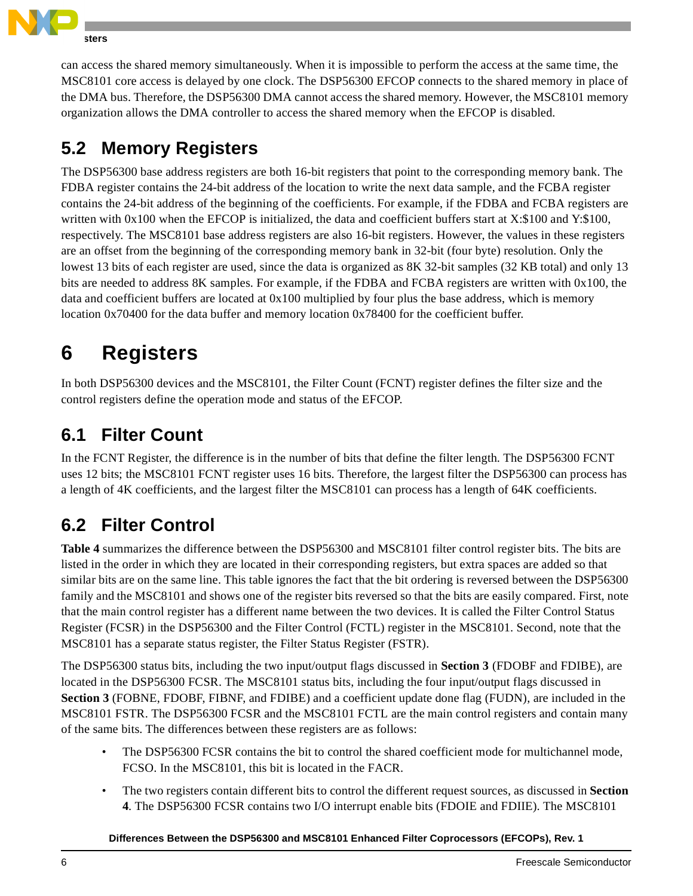can access the shared memory simultaneously. When it is impossible to perform the access at the same time, the MSC8101 core access is delayed by one clock. The DSP56300 EFCOP connects to the shared memory in place of the DMA bus. Therefore, the DSP56300 DMA cannot access the shared memory. However, the MSC8101 memory organization allows the DMA controller to access the shared memory when the EFCOP is disabled.

## 5.2 Memory Registers

The DSP56300 base address registers are both 16-bit registers that point to the corresponding memory bank. The FDBA register contains the 24-bit address of the location to write the next data sample, and the FCBA register contains the 24-bit address of the beginning of the coefficients. For example, if the FDBA and FCBA registers are written with 0x100 when the EFCOP is initialized, the data and coefficient buffers start at X:$100 and Y:$100, respectively. The MSC8101 base address registers are also 16-bit registers. However, the values in these registers are an offset from the beginning of the corresponding memory bank in 32-bit (four byte) resolution. Only the lowest 13 bits of each register are used, since the data is organized as 8K 32-bit samples (32 KB total) and only 13 bits are needed to address 8K samples. For example, if the FDBA and FCBA registers are written with 0x100, the data and coefficient buffers are located at 0x100 multiplied by four plus the base address, which is memory location 0x70400 for the data buffer and memory location 0x78400 for the coefficient buffer.

# 6 Registers

In both DSP56300 devices and the MSC8101, the Filter Count (FCNT) register defines the filter size and the control registers define the operation mode and status of the EFCOP.

## 6.1 Filter Count

In the FCNT Register, the difference is in the number of bits that define the filter length. The DSP56300 FCNT uses 12 bits; the MSC8101 FCNT register uses 16 bits. Therefore, the largest filter the DSP56300 can process has a length of 4K coefficients, and the largest filter the MSC8101 can process has a length of 64K coefficients.

## 6.2 Filter Control

**Table 4** summarizes the difference between the DSP56300 and MSC8101 filter control register bits. The bits are listed in the order in which they are located in their corresponding registers, but extra spaces are added so that similar bits are on the same line. This table ignores the fact that the bit ordering is reversed between the DSP56300 family and the MSC8101 and shows one of the register bits reversed so that the bits are easily compared. First, note that the main control register has a different name between the two devices. It is called the Filter Control Status Register (FCSR) in the DSP56300 and the Filter Control (FCTL) register in the MSC8101. Second, note that the MSC8101 has a separate status register, the Filter Status Register (FSTR).

The DSP56300 status bits, including the two input/output flags discussed in **Section 3** (FDOBF and FDIBE), are located in the DSP56300 FCSR. The MSC8101 status bits, including the four input/output flags discussed in **Section 3** (FOBNE, FDOBF, FIBNF, and FDIBE) and a coefficient update done flag (FUDN), are included in the MSC8101 FSTR. The DSP56300 FCSR and the MSC8101 FCTL are the main control registers and contain many of the same bits. The differences between these registers are as follows:

- The DSP56300 FCSR contains the bit to control the shared coefficient mode for multichannel mode, FCSO. In the MSC8101, this bit is located in the FACR.
- The two registers contain different bits to control the different request sources, as discussed in **Section 4**. The DSP56300 FCSR contains two I/O interrupt enable bits (FDOIE and FDIIE). The MSC8101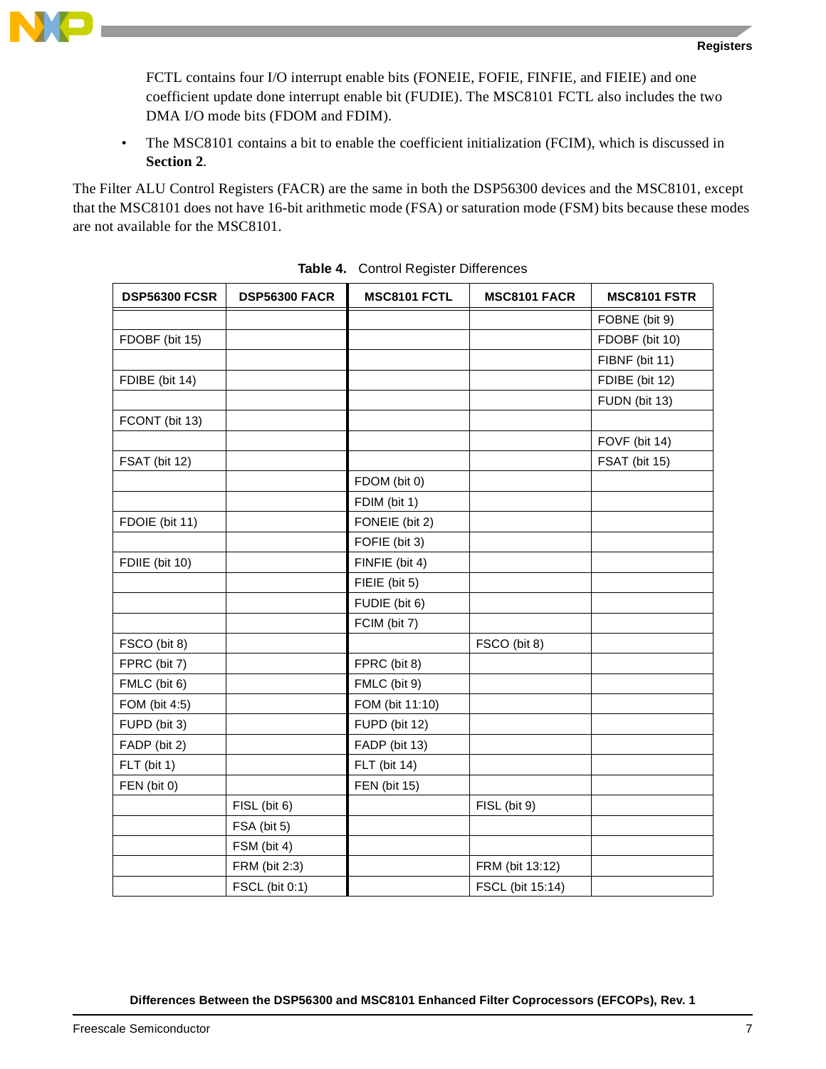FCTL contains four I/O interrupt enable bits (FONEIE, FOFIE, FINFIE, and FIEIE) and one coefficient update done interrupt enable bit (FUDIE). The MSC8101 FCTL also includes the two DMA I/O mode bits (FDOM and FDIM).

- The MSC8101 contains a bit to enable the coefficient initialization (FCIM), which is discussed in **Section 2**.

The Filter ALU Control Registers (FACR) are the same in both the DSP56300 devices and the MSC8101, except that the MSC8101 does not have 16-bit arithmetic mode (FSA) or saturation mode (FSM) bits because these modes are not available for the MSC8101.

**Table 4.** Control Register Differences

| DSP56300 FCSR | DSP56300 FACR | MSC8101 FCTL | MSC8101 FACR | MSC8101 FSTR |
|---|---|---|---|---|
| | | | | FOBNE (bit 9) |
| FDOBF (bit 15) | | | | FDOBF (bit 10) |
| | | | | FIBNF (bit 11) |
| FDIBE (bit 14) | | | | FDIBE (bit 12) |
| | | | | FUDN (bit 13) |
| FCONT (bit 13) | | | | |
| | | | | FOVF (bit 14) |
| FSAT (bit 12) | | | | FSAT (bit 15) |
| | | FDOM (bit 0) | | |
| | | FDIM (bit 1) | | |
| FDOIE (bit 11) | | FONEIE (bit 2) | | |
| | | FOFIE (bit 3) | | |
| FDIIE (bit 10) | | FINFIE (bit 4) | | |
| | | FIEIE (bit 5) | | |
| | | FUDIE (bit 6) | | |
| | | FCIM (bit 7) | | |
| FSCO (bit 8) | | | FSCO (bit 8) | |
| FPRC (bit 7) | | FPRC (bit 8) | | |
| FMLC (bit 6) | | FMLC (bit 9) | | |
| FOM (bit 4:5) | | FOM (bit 11:10) | | |
| FUPD (bit 3) | | FUPD (bit 12) | | |
| FADP (bit 2) | | FADP (bit 13) | | |
| FLT (bit 1) | | FLT (bit 14) | | |
| FEN (bit 0) | | FEN (bit 15) | | |
| | FISL (bit 6) | | FISL (bit 9) | |
| | FSA (bit 5) | | | |
| | FSM (bit 4) | | | |
| | FRM (bit 2:3) | | FRM (bit 13:12) | |
| | FSCL (bit 0:1) | | FSCL (bit 15:14) | |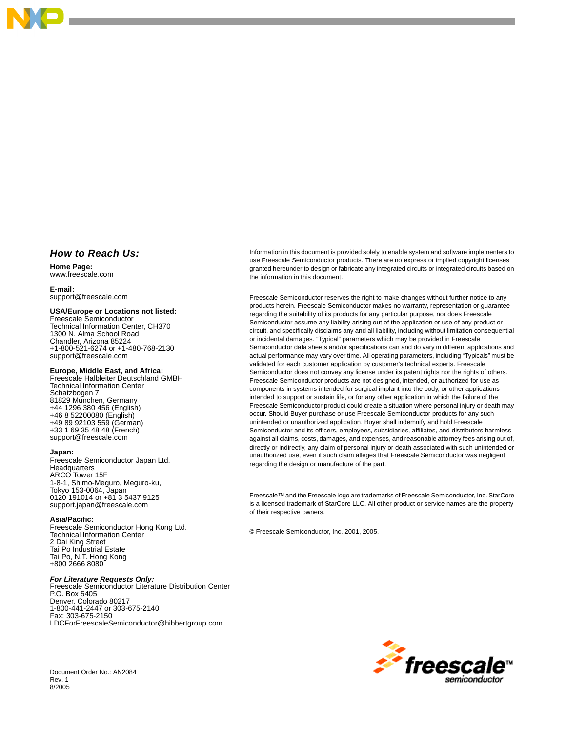## *How to Reach Us:*

**Home Page:**
www.freescale.com

**E-mail:**
support@freescale.com

**USA/Europe or Locations not listed:**
Freescale Semiconductor
Technical Information Center, CH370
1300 N. Alma School Road
Chandler, Arizona 85224
+1-800-521-6274 or +1-480-768-2130
support@freescale.com

**Europe, Middle East, and Africa:**
Freescale Halbleiter Deutschland GMBH
Technical Information Center
Schatzbogen 7
81829 München, Germany
+44 1296 380 456 (English)
+46 8 52200080 (English)
+49 89 92103 559 (German)
+33 1 69 35 48 48 (French)
support@freescale.com

**Japan:**
Freescale Semiconductor Japan Ltd.
Headquarters
ARCO Tower 15F
1-8-1, Shimo-Meguro, Meguro-ku,
Tokyo 153-0064, Japan
0120 191014 or +81 3 5437 9125
support.japan@freescale.com

**Asia/Pacific:**
Freescale Semiconductor Hong Kong Ltd.
Technical Information Center
2 Dai King Street
Tai Po Industrial Estate
Tai Po, N.T. Hong Kong
+800 2666 8080

***For Literature Requests Only:***
Freescale Semiconductor Literature Distribution Center
P.O. Box 5405
Denver, Colorado 80217
1-800-441-2447 or 303-675-2140
Fax: 303-675-2150
LDCForFreescaleSemiconductor@hibbertgroup.com

Information in this document is provided solely to enable system and software implementers to use Freescale Semiconductor products. There are no express or implied copyright licenses granted hereunder to design or fabricate any integrated circuits or integrated circuits based on the information in this document.

Freescale Semiconductor reserves the right to make changes without further notice to any products herein. Freescale Semiconductor makes no warranty, representation or guarantee regarding the suitability of its products for any particular purpose, nor does Freescale Semiconductor assume any liability arising out of the application or use of any product or circuit, and specifically disclaims any and all liability, including without limitation consequential or incidental damages. "Typical" parameters which may be provided in Freescale Semiconductor data sheets and/or specifications can and do vary in different applications and actual performance may vary over time. All operating parameters, including "Typicals" must be validated for each customer application by customer's technical experts. Freescale Semiconductor does not convey any license under its patent rights nor the rights of others. Freescale Semiconductor products are not designed, intended, or authorized for use as components in systems intended for surgical implant into the body, or other applications intended to support or sustain life, or for any other application in which the failure of the Freescale Semiconductor product could create a situation where personal injury or death may occur. Should Buyer purchase or use Freescale Semiconductor products for any such unintended or unauthorized application, Buyer shall indemnify and hold Freescale Semiconductor and its officers, employees, subsidiaries, affiliates, and distributors harmless against all claims, costs, damages, and expenses, and reasonable attorney fees arising out of, directly or indirectly, any claim of personal injury or death associated with such unintended or unauthorized use, even if such claim alleges that Freescale Semiconductor was negligent regarding the design or manufacture of the part.

Freescale™ and the Freescale logo are trademarks of Freescale Semiconductor, Inc. StarCore is a licensed trademark of StarCore LLC. All other product or service names are the property of their respective owners.

© Freescale Semiconductor, Inc. 2001, 2005.

Document Order No.: AN2084
Rev. 1
8/2005